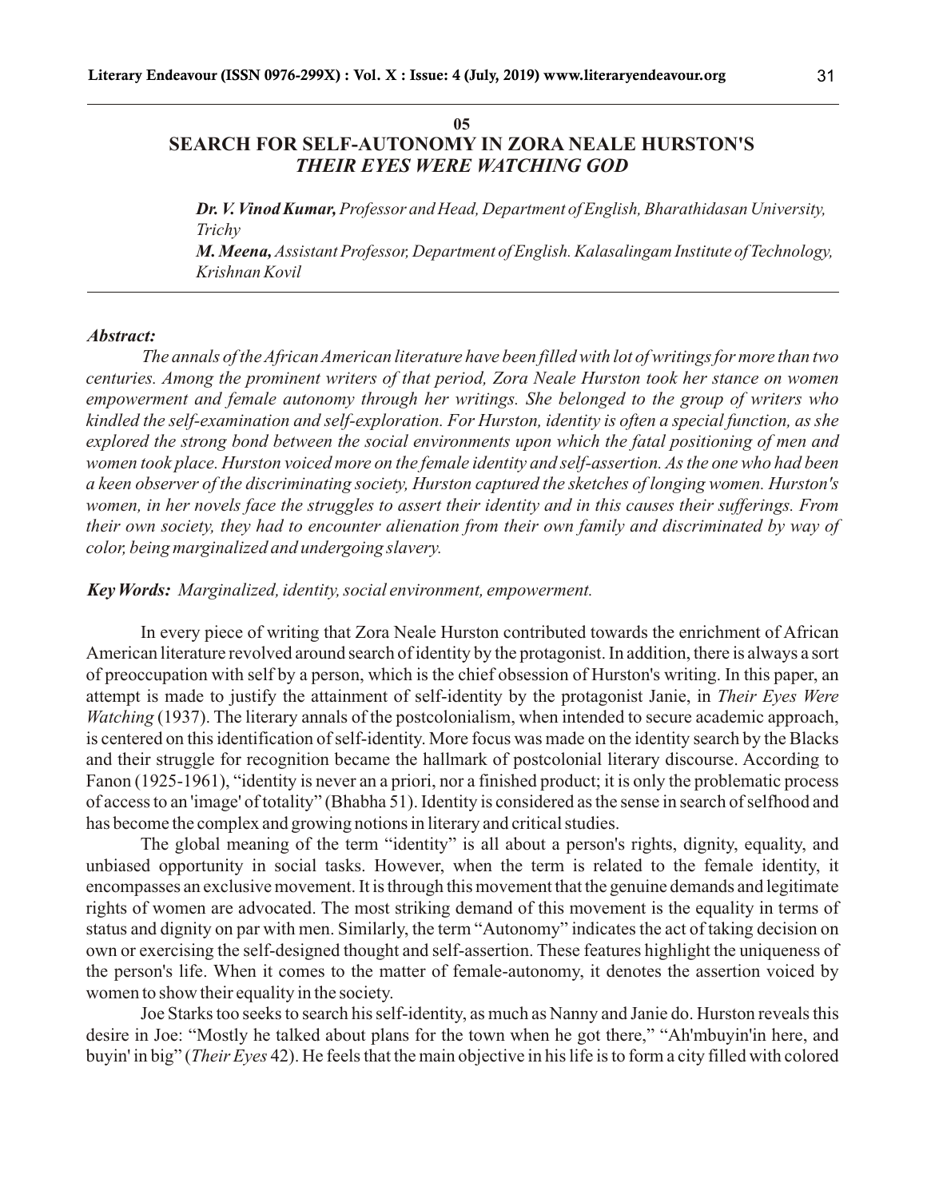**05**

# SEARCH FOR SELF-AUTONOMY IN ZORA NEALE HURSTON'S *THEIR EYES WERE WATCHING GOD*

***Dr. V. Vinod Kumar,*** *Professor and Head, Department of English, Bharathidasan University, Trichy*

***M. Meena,*** *Assistant Professor, Department of English. Kalasalingam Institute of Technology, Krishnan Kovil*

---

***Abstract:***

*The annals of the African American literature have been filled with lot of writings for more than two centuries. Among the prominent writers of that period, Zora Neale Hurston took her stance on women empowerment and female autonomy through her writings. She belonged to the group of writers who kindled the self-examination and self-exploration. For Hurston, identity is often a special function, as she explored the strong bond between the social environments upon which the fatal positioning of men and women took place. Hurston voiced more on the female identity and self-assertion. As the one who had been a keen observer of the discriminating society, Hurston captured the sketches of longing women. Hurston's women, in her novels face the struggles to assert their identity and in this causes their sufferings. From their own society, they had to encounter alienation from their own family and discriminated by way of color, being marginalized and undergoing slavery.*

***Key Words:*** *Marginalized, identity, social environment, empowerment.*

In every piece of writing that Zora Neale Hurston contributed towards the enrichment of African American literature revolved around search of identity by the protagonist. In addition, there is always a sort of preoccupation with self by a person, which is the chief obsession of Hurston's writing. In this paper, an attempt is made to justify the attainment of self-identity by the protagonist Janie, in *Their Eyes Were Watching* (1937). The literary annals of the postcolonialism, when intended to secure academic approach, is centered on this identification of self-identity. More focus was made on the identity search by the Blacks and their struggle for recognition became the hallmark of postcolonial literary discourse. According to Fanon (1925-1961), "identity is never an a priori, nor a finished product; it is only the problematic process of access to an 'image' of totality" (Bhabha 51). Identity is considered as the sense in search of selfhood and has become the complex and growing notions in literary and critical studies.

The global meaning of the term "identity" is all about a person's rights, dignity, equality, and unbiased opportunity in social tasks. However, when the term is related to the female identity, it encompasses an exclusive movement. It is through this movement that the genuine demands and legitimate rights of women are advocated. The most striking demand of this movement is the equality in terms of status and dignity on par with men. Similarly, the term "Autonomy" indicates the act of taking decision on own or exercising the self-designed thought and self-assertion. These features highlight the uniqueness of the person's life. When it comes to the matter of female-autonomy, it denotes the assertion voiced by women to show their equality in the society.

Joe Starks too seeks to search his self-identity, as much as Nanny and Janie do. Hurston reveals this desire in Joe: "Mostly he talked about plans for the town when he got there," "Ah'mbuyin'in here, and buyin' in big" (*Their Eyes* 42). He feels that the main objective in his life is to form a city filled with colored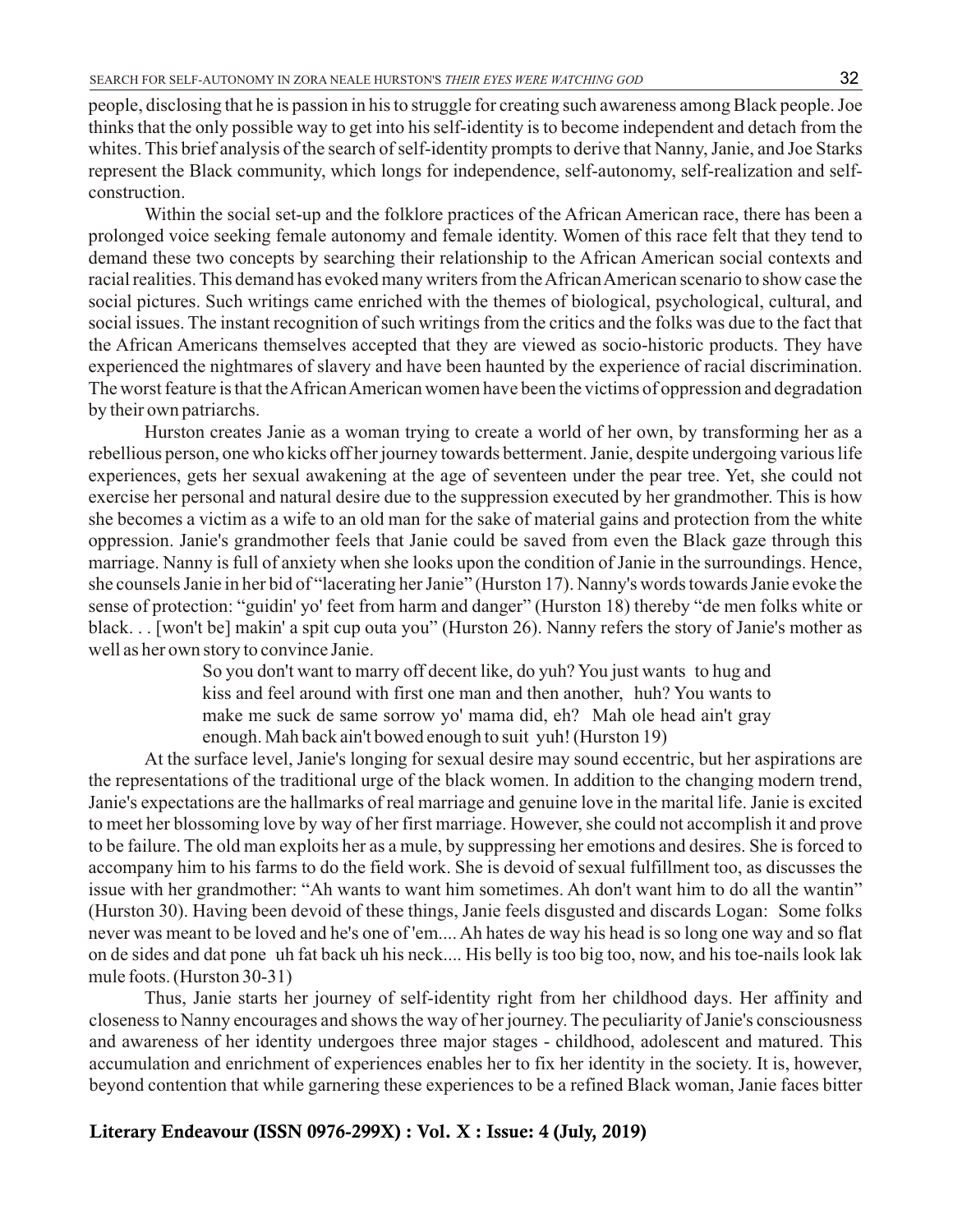people, disclosing that he is passion in his to struggle for creating such awareness among Black people. Joe thinks that the only possible way to get into his self-identity is to become independent and detach from the whites. This brief analysis of the search of self-identity prompts to derive that Nanny, Janie, and Joe Starks represent the Black community, which longs for independence, self-autonomy, self-realization and self-construction.

Within the social set-up and the folklore practices of the African American race, there has been a prolonged voice seeking female autonomy and female identity. Women of this race felt that they tend to demand these two concepts by searching their relationship to the African American social contexts and racial realities. This demand has evoked many writers from the African American scenario to show case the social pictures. Such writings came enriched with the themes of biological, psychological, cultural, and social issues. The instant recognition of such writings from the critics and the folks was due to the fact that the African Americans themselves accepted that they are viewed as socio-historic products. They have experienced the nightmares of slavery and have been haunted by the experience of racial discrimination. The worst feature is that the African American women have been the victims of oppression and degradation by their own patriarchs.

Hurston creates Janie as a woman trying to create a world of her own, by transforming her as a rebellious person, one who kicks off her journey towards betterment. Janie, despite undergoing various life experiences, gets her sexual awakening at the age of seventeen under the pear tree. Yet, she could not exercise her personal and natural desire due to the suppression executed by her grandmother. This is how she becomes a victim as a wife to an old man for the sake of material gains and protection from the white oppression. Janie's grandmother feels that Janie could be saved from even the Black gaze through this marriage. Nanny is full of anxiety when she looks upon the condition of Janie in the surroundings. Hence, she counsels Janie in her bid of "lacerating her Janie" (Hurston 17). Nanny's words towards Janie evoke the sense of protection: "guidin' yo' feet from harm and danger" (Hurston 18) thereby "de men folks white or black. . . [won't be] makin' a spit cup outa you" (Hurston 26). Nanny refers the story of Janie's mother as well as her own story to convince Janie.

> So you don't want to marry off decent like, do yuh? You just wants to hug and kiss and feel around with first one man and then another, huh? You wants to make me suck de same sorrow yo' mama did, eh? Mah ole head ain't gray enough. Mah back ain't bowed enough to suit yuh! (Hurston 19)

At the surface level, Janie's longing for sexual desire may sound eccentric, but her aspirations are the representations of the traditional urge of the black women. In addition to the changing modern trend, Janie's expectations are the hallmarks of real marriage and genuine love in the marital life. Janie is excited to meet her blossoming love by way of her first marriage. However, she could not accomplish it and prove to be failure. The old man exploits her as a mule, by suppressing her emotions and desires. She is forced to accompany him to his farms to do the field work. She is devoid of sexual fulfillment too, as discusses the issue with her grandmother: "Ah wants to want him sometimes. Ah don't want him to do all the wantin" (Hurston 30). Having been devoid of these things, Janie feels disgusted and discards Logan: Some folks never was meant to be loved and he's one of 'em.... Ah hates de way his head is so long one way and so flat on de sides and dat pone uh fat back uh his neck.... His belly is too big too, now, and his toe-nails look lak mule foots. (Hurston 30-31)

Thus, Janie starts her journey of self-identity right from her childhood days. Her affinity and closeness to Nanny encourages and shows the way of her journey. The peculiarity of Janie's consciousness and awareness of her identity undergoes three major stages - childhood, adolescent and matured. This accumulation and enrichment of experiences enables her to fix her identity in the society. It is, however, beyond contention that while garnering these experiences to be a refined Black woman, Janie faces bitter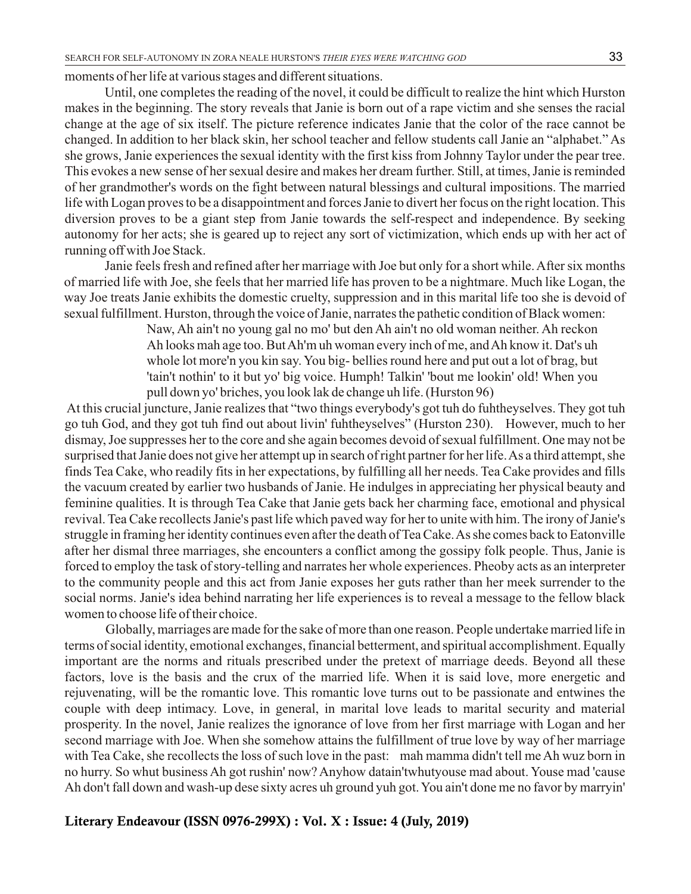moments of her life at various stages and different situations.

Until, one completes the reading of the novel, it could be difficult to realize the hint which Hurston makes in the beginning. The story reveals that Janie is born out of a rape victim and she senses the racial change at the age of six itself. The picture reference indicates Janie that the color of the race cannot be changed. In addition to her black skin, her school teacher and fellow students call Janie an "alphabet." As she grows, Janie experiences the sexual identity with the first kiss from Johnny Taylor under the pear tree. This evokes a new sense of her sexual desire and makes her dream further. Still, at times, Janie is reminded of her grandmother's words on the fight between natural blessings and cultural impositions. The married life with Logan proves to be a disappointment and forces Janie to divert her focus on the right location. This diversion proves to be a giant step from Janie towards the self-respect and independence. By seeking autonomy for her acts; she is geared up to reject any sort of victimization, which ends up with her act of running off with Joe Stack.

Janie feels fresh and refined after her marriage with Joe but only for a short while. After six months of married life with Joe, she feels that her married life has proven to be a nightmare. Much like Logan, the way Joe treats Janie exhibits the domestic cruelty, suppression and in this marital life too she is devoid of sexual fulfillment. Hurston, through the voice of Janie, narrates the pathetic condition of Black women:

> Naw, Ah ain't no young gal no mo' but den Ah ain't no old woman neither. Ah reckon Ah looks mah age too. But Ah'm uh woman every inch of me, and Ah know it. Dat's uh whole lot more'n you kin say. You big- bellies round here and put out a lot of brag, but 'tain't nothin' to it but yo' big voice. Humph! Talkin' 'bout me lookin' old! When you pull down yo' briches, you look lak de change uh life. (Hurston 96)

At this crucial juncture, Janie realizes that "two things everybody's got tuh do fuhtheyselves. They got tuh go tuh God, and they got tuh find out about livin' fuhtheyselves" (Hurston 230). However, much to her dismay, Joe suppresses her to the core and she again becomes devoid of sexual fulfillment. One may not be surprised that Janie does not give her attempt up in search of right partner for her life. As a third attempt, she finds Tea Cake, who readily fits in her expectations, by fulfilling all her needs. Tea Cake provides and fills the vacuum created by earlier two husbands of Janie. He indulges in appreciating her physical beauty and feminine qualities. It is through Tea Cake that Janie gets back her charming face, emotional and physical revival. Tea Cake recollects Janie's past life which paved way for her to unite with him. The irony of Janie's struggle in framing her identity continues even after the death of Tea Cake. As she comes back to Eatonville after her dismal three marriages, she encounters a conflict among the gossipy folk people. Thus, Janie is forced to employ the task of story-telling and narrates her whole experiences. Pheoby acts as an interpreter to the community people and this act from Janie exposes her guts rather than her meek surrender to the social norms. Janie's idea behind narrating her life experiences is to reveal a message to the fellow black women to choose life of their choice.

Globally, marriages are made for the sake of more than one reason. People undertake married life in terms of social identity, emotional exchanges, financial betterment, and spiritual accomplishment. Equally important are the norms and rituals prescribed under the pretext of marriage deeds. Beyond all these factors, love is the basis and the crux of the married life. When it is said love, more energetic and rejuvenating, will be the romantic love. This romantic love turns out to be passionate and entwines the couple with deep intimacy. Love, in general, in marital love leads to marital security and material prosperity. In the novel, Janie realizes the ignorance of love from her first marriage with Logan and her second marriage with Joe. When she somehow attains the fulfillment of true love by way of her marriage with Tea Cake, she recollects the loss of such love in the past: mah mamma didn't tell me Ah wuz born in no hurry. So whut business Ah got rushin' now? Anyhow datain'twhutyouse mad about. Youse mad 'cause Ah don't fall down and wash-up dese sixty acres uh ground yuh got. You ain't done me no favor by marryin'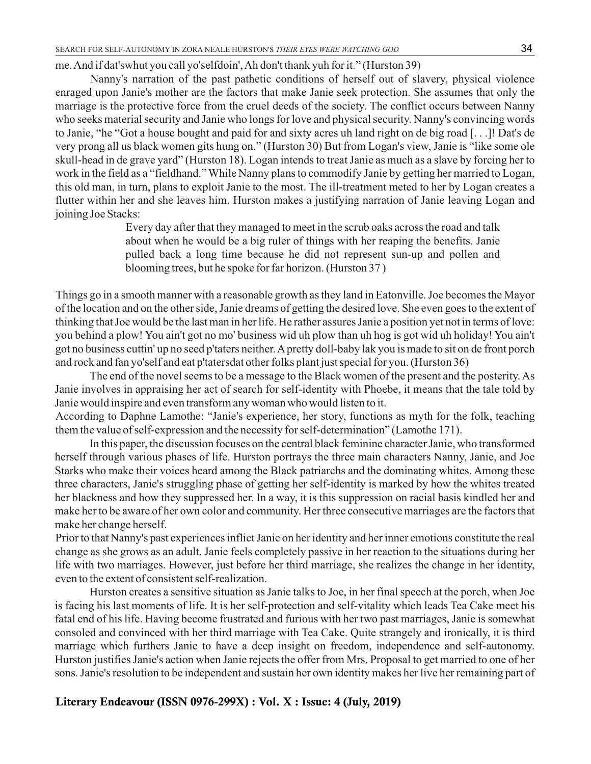me. And if dat'swhut you call yo'selfdoin', Ah don't thank yuh for it." (Hurston 39)

Nanny's narration of the past pathetic conditions of herself out of slavery, physical violence enraged upon Janie's mother are the factors that make Janie seek protection. She assumes that only the marriage is the protective force from the cruel deeds of the society. The conflict occurs between Nanny who seeks material security and Janie who longs for love and physical security. Nanny's convincing words to Janie, "he "Got a house bought and paid for and sixty acres uh land right on de big road [. . .]! Dat's de very prong all us black women gits hung on." (Hurston 30) But from Logan's view, Janie is "like some ole skull-head in de grave yard" (Hurston 18). Logan intends to treat Janie as much as a slave by forcing her to work in the field as a "fieldhand." While Nanny plans to commodify Janie by getting her married to Logan, this old man, in turn, plans to exploit Janie to the most. The ill-treatment meted to her by Logan creates a flutter within her and she leaves him. Hurston makes a justifying narration of Janie leaving Logan and joining Joe Stacks:

> Every day after that they managed to meet in the scrub oaks across the road and talk about when he would be a big ruler of things with her reaping the benefits. Janie pulled back a long time because he did not represent sun-up and pollen and blooming trees, but he spoke for far horizon. (Hurston 37 )

Things go in a smooth manner with a reasonable growth as they land in Eatonville. Joe becomes the Mayor of the location and on the other side, Janie dreams of getting the desired love. She even goes to the extent of thinking that Joe would be the last man in her life. He rather assures Janie a position yet not in terms of love: you behind a plow! You ain't got no mo' business wid uh plow than uh hog is got wid uh holiday! You ain't got no business cuttin' up no seed p'taters neither. A pretty doll-baby lak you is made to sit on de front porch and rock and fan yo'self and eat p'tatersdat other folks plant just special for you. (Hurston 36)

The end of the novel seems to be a message to the Black women of the present and the posterity. As Janie involves in appraising her act of search for self-identity with Phoebe, it means that the tale told by Janie would inspire and even transform any woman who would listen to it.

According to Daphne Lamothe: "Janie's experience, her story, functions as myth for the folk, teaching them the value of self-expression and the necessity for self-determination" (Lamothe 171).

In this paper, the discussion focuses on the central black feminine character Janie, who transformed herself through various phases of life. Hurston portrays the three main characters Nanny, Janie, and Joe Starks who make their voices heard among the Black patriarchs and the dominating whites. Among these three characters, Janie's struggling phase of getting her self-identity is marked by how the whites treated her blackness and how they suppressed her. In a way, it is this suppression on racial basis kindled her and make her to be aware of her own color and community. Her three consecutive marriages are the factors that make her change herself.

Prior to that Nanny's past experiences inflict Janie on her identity and her inner emotions constitute the real change as she grows as an adult. Janie feels completely passive in her reaction to the situations during her life with two marriages. However, just before her third marriage, she realizes the change in her identity, even to the extent of consistent self-realization.

Hurston creates a sensitive situation as Janie talks to Joe, in her final speech at the porch, when Joe is facing his last moments of life. It is her self-protection and self-vitality which leads Tea Cake meet his fatal end of his life. Having become frustrated and furious with her two past marriages, Janie is somewhat consoled and convinced with her third marriage with Tea Cake. Quite strangely and ironically, it is third marriage which furthers Janie to have a deep insight on freedom, independence and self-autonomy. Hurston justifies Janie's action when Janie rejects the offer from Mrs. Proposal to get married to one of her sons. Janie's resolution to be independent and sustain her own identity makes her live her remaining part of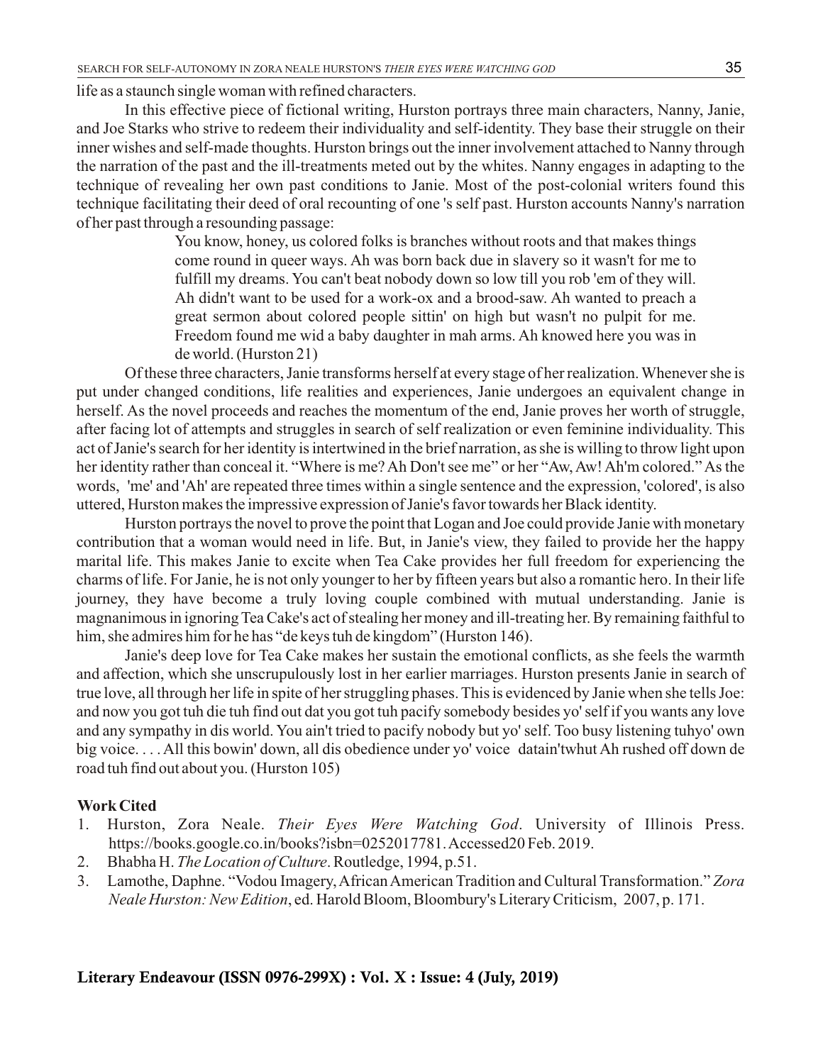life as a staunch single woman with refined characters.

In this effective piece of fictional writing, Hurston portrays three main characters, Nanny, Janie, and Joe Starks who strive to redeem their individuality and self-identity. They base their struggle on their inner wishes and self-made thoughts. Hurston brings out the inner involvement attached to Nanny through the narration of the past and the ill-treatments meted out by the whites. Nanny engages in adapting to the technique of revealing her own past conditions to Janie. Most of the post-colonial writers found this technique facilitating their deed of oral recounting of one 's self past. Hurston accounts Nanny's narration of her past through a resounding passage:

> You know, honey, us colored folks is branches without roots and that makes things come round in queer ways. Ah was born back due in slavery so it wasn't for me to fulfill my dreams. You can't beat nobody down so low till you rob 'em of they will. Ah didn't want to be used for a work-ox and a brood-saw. Ah wanted to preach a great sermon about colored people sittin' on high but wasn't no pulpit for me. Freedom found me wid a baby daughter in mah arms. Ah knowed here you was in de world. (Hurston 21)

Of these three characters, Janie transforms herself at every stage of her realization. Whenever she is put under changed conditions, life realities and experiences, Janie undergoes an equivalent change in herself. As the novel proceeds and reaches the momentum of the end, Janie proves her worth of struggle, after facing lot of attempts and struggles in search of self realization or even feminine individuality. This act of Janie's search for her identity is intertwined in the brief narration, as she is willing to throw light upon her identity rather than conceal it. "Where is me? Ah Don't see me" or her "Aw, Aw! Ah'm colored." As the words, 'me' and 'Ah' are repeated three times within a single sentence and the expression, 'colored', is also uttered, Hurston makes the impressive expression of Janie's favor towards her Black identity.

Hurston portrays the novel to prove the point that Logan and Joe could provide Janie with monetary contribution that a woman would need in life. But, in Janie's view, they failed to provide her the happy marital life. This makes Janie to excite when Tea Cake provides her full freedom for experiencing the charms of life. For Janie, he is not only younger to her by fifteen years but also a romantic hero. In their life journey, they have become a truly loving couple combined with mutual understanding. Janie is magnanimous in ignoring Tea Cake's act of stealing her money and ill-treating her. By remaining faithful to him, she admires him for he has "de keys tuh de kingdom" (Hurston 146).

Janie's deep love for Tea Cake makes her sustain the emotional conflicts, as she feels the warmth and affection, which she unscrupulously lost in her earlier marriages. Hurston presents Janie in search of true love, all through her life in spite of her struggling phases. This is evidenced by Janie when she tells Joe: and now you got tuh die tuh find out dat you got tuh pacify somebody besides yo' self if you wants any love and any sympathy in dis world. You ain't tried to pacify nobody but yo' self. Too busy listening tuhyo' own big voice. . . . All this bowin' down, all dis obedience under yo' voice datain'twhut Ah rushed off down de road tuh find out about you. (Hurston 105)

### Work Cited

1. Hurston, Zora Neale. *Their Eyes Were Watching God*. University of Illinois Press. https://books.google.co.in/books?isbn=0252017781. Accessed20 Feb. 2019.
2. Bhabha H. *The Location of Culture*. Routledge, 1994, p.51.
3. Lamothe, Daphne. "Vodou Imagery, African American Tradition and Cultural Transformation." *Zora Neale Hurston: New Edition*, ed. Harold Bloom, Bloombury's Literary Criticism, 2007, p. 171.